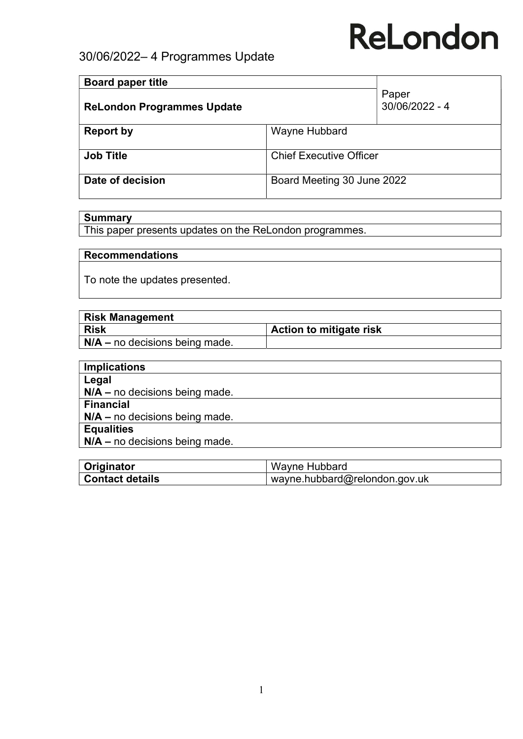ReLondon

30/06/2022– 4 Programmes Update

| **Board paper title** | | Paper |
|---|---|---|
| **ReLondon Programmes Update** | | 30/06/2022 - 4 |
| **Report by** | Wayne Hubbard | |
| **Job Title** | Chief Executive Officer | |
| **Date of decision** | Board Meeting 30 June 2022 | |

| **Summary** |
|---|
| This paper presents updates on the ReLondon programmes. |

| **Recommendations** |
|---|
| To note the updates presented. |

| **Risk Management** | |
|---|---|
| **Risk** | **Action to mitigate risk** |
| **N/A –** no decisions being made. | |

| **Implications** |
|---|
| **Legal** |
| **N/A –** no decisions being made. |
| **Financial** |
| **N/A –** no decisions being made. |
| **Equalities** |
| **N/A –** no decisions being made. |

| **Originator** | Wayne Hubbard |
|---|---|
| **Contact details** | wayne.hubbard@relondon.gov.uk |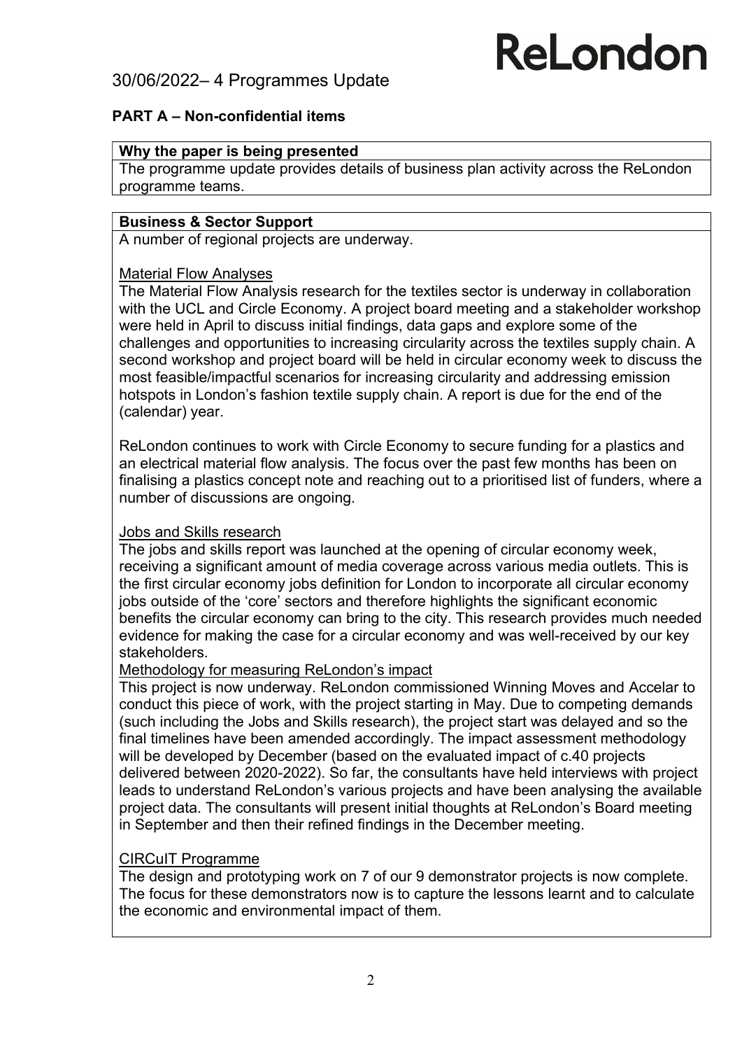30/06/2022– 4 Programmes Update

## PART A – Non-confidential items

**Why the paper is being presented**

The programme update provides details of business plan activity across the ReLondon programme teams.

**Business & Sector Support**

A number of regional projects are underway.

Material Flow Analyses

The Material Flow Analysis research for the textiles sector is underway in collaboration with the UCL and Circle Economy. A project board meeting and a stakeholder workshop were held in April to discuss initial findings, data gaps and explore some of the challenges and opportunities to increasing circularity across the textiles supply chain. A second workshop and project board will be held in circular economy week to discuss the most feasible/impactful scenarios for increasing circularity and addressing emission hotspots in London's fashion textile supply chain. A report is due for the end of the (calendar) year.

ReLondon continues to work with Circle Economy to secure funding for a plastics and an electrical material flow analysis. The focus over the past few months has been on finalising a plastics concept note and reaching out to a prioritised list of funders, where a number of discussions are ongoing.

Jobs and Skills research

The jobs and skills report was launched at the opening of circular economy week, receiving a significant amount of media coverage across various media outlets. This is the first circular economy jobs definition for London to incorporate all circular economy jobs outside of the 'core' sectors and therefore highlights the significant economic benefits the circular economy can bring to the city. This research provides much needed evidence for making the case for a circular economy and was well-received by our key stakeholders.

Methodology for measuring ReLondon's impact

This project is now underway. ReLondon commissioned Winning Moves and Accelar to conduct this piece of work, with the project starting in May. Due to competing demands (such including the Jobs and Skills research), the project start was delayed and so the final timelines have been amended accordingly. The impact assessment methodology will be developed by December (based on the evaluated impact of c.40 projects delivered between 2020-2022). So far, the consultants have held interviews with project leads to understand ReLondon's various projects and have been analysing the available project data. The consultants will present initial thoughts at ReLondon's Board meeting in September and then their refined findings in the December meeting.

CIRCuIT Programme

The design and prototyping work on 7 of our 9 demonstrator projects is now complete. The focus for these demonstrators now is to capture the lessons learnt and to calculate the economic and environmental impact of them.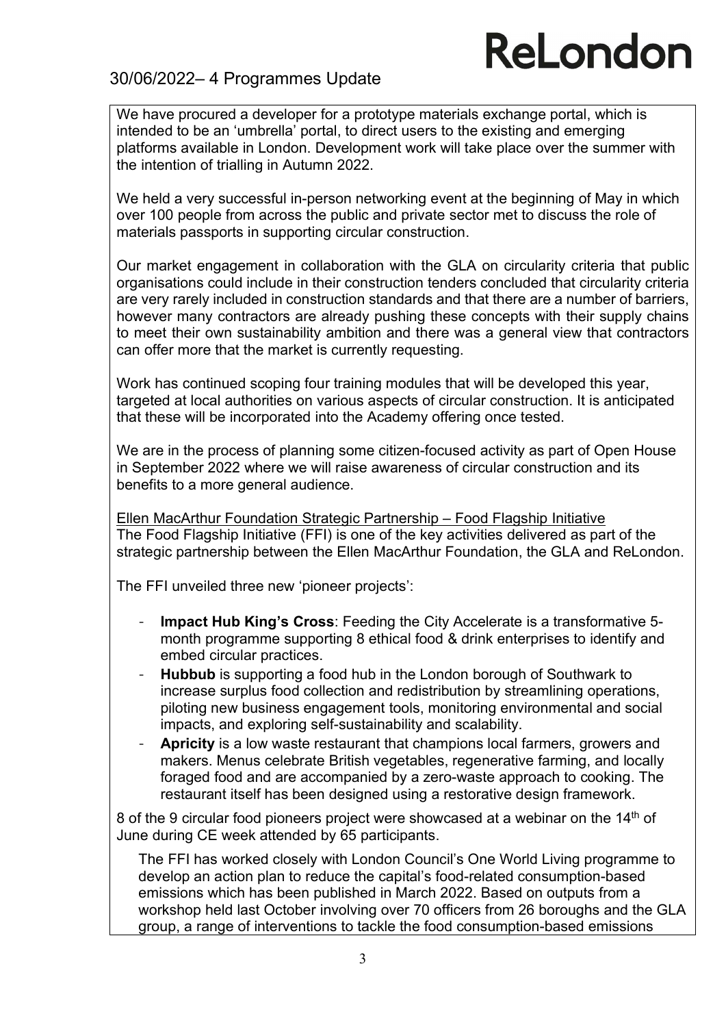We have procured a developer for a prototype materials exchange portal, which is intended to be an 'umbrella' portal, to direct users to the existing and emerging platforms available in London. Development work will take place over the summer with the intention of trialling in Autumn 2022.

We held a very successful in-person networking event at the beginning of May in which over 100 people from across the public and private sector met to discuss the role of materials passports in supporting circular construction.

Our market engagement in collaboration with the GLA on circularity criteria that public organisations could include in their construction tenders concluded that circularity criteria are very rarely included in construction standards and that there are a number of barriers, however many contractors are already pushing these concepts with their supply chains to meet their own sustainability ambition and there was a general view that contractors can offer more that the market is currently requesting.

Work has continued scoping four training modules that will be developed this year, targeted at local authorities on various aspects of circular construction. It is anticipated that these will be incorporated into the Academy offering once tested.

We are in the process of planning some citizen-focused activity as part of Open House in September 2022 where we will raise awareness of circular construction and its benefits to a more general audience.

<u>Ellen MacArthur Foundation Strategic Partnership – Food Flagship Initiative</u>

The Food Flagship Initiative (FFI) is one of the key activities delivered as part of the strategic partnership between the Ellen MacArthur Foundation, the GLA and ReLondon.

The FFI unveiled three new 'pioneer projects':

- **Impact Hub King's Cross**: Feeding the City Accelerate is a transformative 5-month programme supporting 8 ethical food & drink enterprises to identify and embed circular practices.
- **Hubbub** is supporting a food hub in the London borough of Southwark to increase surplus food collection and redistribution by streamlining operations, piloting new business engagement tools, monitoring environmental and social impacts, and exploring self-sustainability and scalability.
- **Apricity** is a low waste restaurant that champions local farmers, growers and makers. Menus celebrate British vegetables, regenerative farming, and locally foraged food and are accompanied by a zero-waste approach to cooking. The restaurant itself has been designed using a restorative design framework.

8 of the 9 circular food pioneers project were showcased at a webinar on the 14th of June during CE week attended by 65 participants.

The FFI has worked closely with London Council's One World Living programme to develop an action plan to reduce the capital's food-related consumption-based emissions which has been published in March 2022. Based on outputs from a workshop held last October involving over 70 officers from 26 boroughs and the GLA group, a range of interventions to tackle the food consumption-based emissions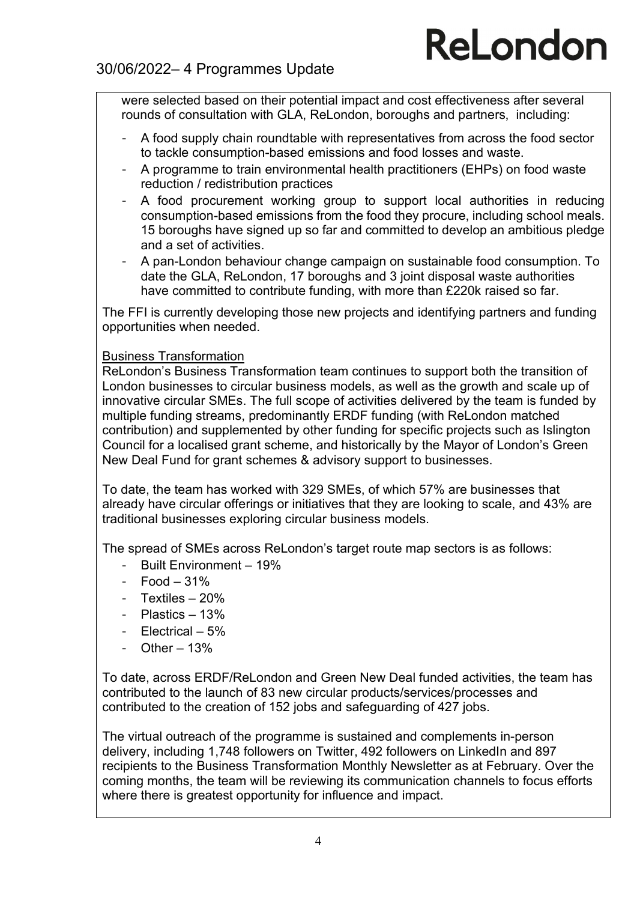were selected based on their potential impact and cost effectiveness after several rounds of consultation with GLA, ReLondon, boroughs and partners, including:

- A food supply chain roundtable with representatives from across the food sector to tackle consumption-based emissions and food losses and waste.
- A programme to train environmental health practitioners (EHPs) on food waste reduction / redistribution practices
- A food procurement working group to support local authorities in reducing consumption-based emissions from the food they procure, including school meals. 15 boroughs have signed up so far and committed to develop an ambitious pledge and a set of activities.
- A pan-London behaviour change campaign on sustainable food consumption. To date the GLA, ReLondon, 17 boroughs and 3 joint disposal waste authorities have committed to contribute funding, with more than £220k raised so far.

The FFI is currently developing those new projects and identifying partners and funding opportunities when needed.

<u>Business Transformation</u>

ReLondon's Business Transformation team continues to support both the transition of London businesses to circular business models, as well as the growth and scale up of innovative circular SMEs. The full scope of activities delivered by the team is funded by multiple funding streams, predominantly ERDF funding (with ReLondon matched contribution) and supplemented by other funding for specific projects such as Islington Council for a localised grant scheme, and historically by the Mayor of London's Green New Deal Fund for grant schemes & advisory support to businesses.

To date, the team has worked with 329 SMEs, of which 57% are businesses that already have circular offerings or initiatives that they are looking to scale, and 43% are traditional businesses exploring circular business models.

The spread of SMEs across ReLondon's target route map sectors is as follows:

- Built Environment – 19%
- Food – 31%
- Textiles – 20%
- Plastics – 13%
- Electrical – 5%
- Other – 13%

To date, across ERDF/ReLondon and Green New Deal funded activities, the team has contributed to the launch of 83 new circular products/services/processes and contributed to the creation of 152 jobs and safeguarding of 427 jobs.

The virtual outreach of the programme is sustained and complements in-person delivery, including 1,748 followers on Twitter, 492 followers on LinkedIn and 897 recipients to the Business Transformation Monthly Newsletter as at February. Over the coming months, the team will be reviewing its communication channels to focus efforts where there is greatest opportunity for influence and impact.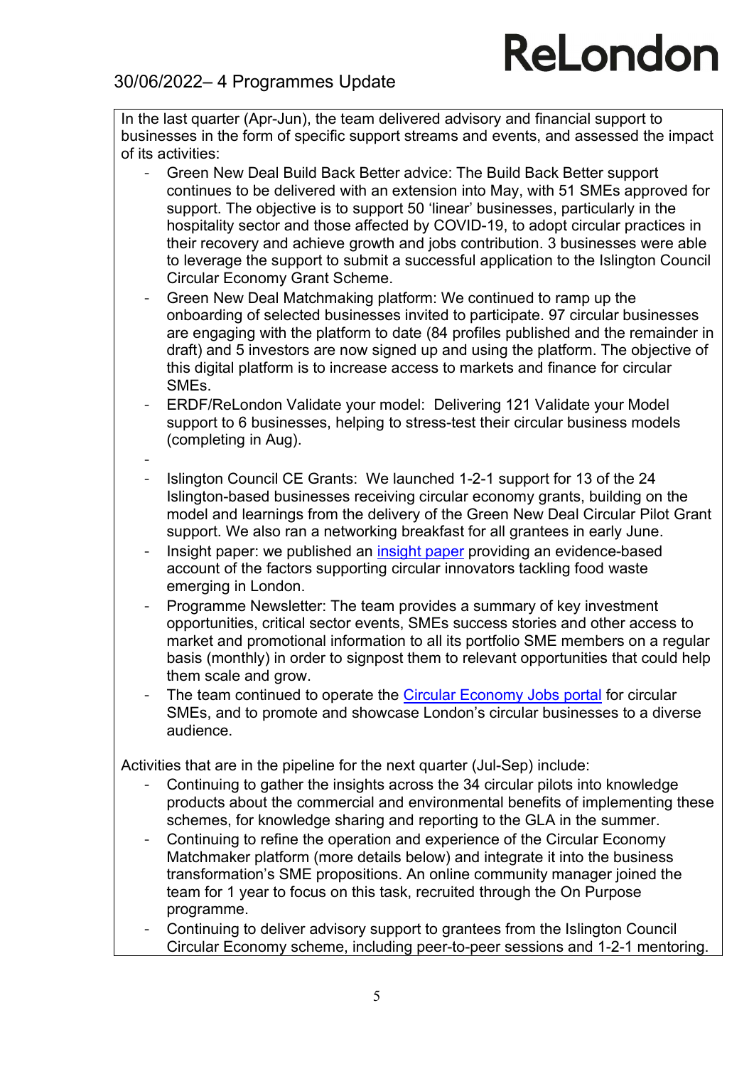## 30/06/2022– 4 Programmes Update

In the last quarter (Apr-Jun), the team delivered advisory and financial support to businesses in the form of specific support streams and events, and assessed the impact of its activities:

- Green New Deal Build Back Better advice: The Build Back Better support continues to be delivered with an extension into May, with 51 SMEs approved for support. The objective is to support 50 'linear' businesses, particularly in the hospitality sector and those affected by COVID-19, to adopt circular practices in their recovery and achieve growth and jobs contribution. 3 businesses were able to leverage the support to submit a successful application to the Islington Council Circular Economy Grant Scheme.
- Green New Deal Matchmaking platform: We continued to ramp up the onboarding of selected businesses invited to participate. 97 circular businesses are engaging with the platform to date (84 profiles published and the remainder in draft) and 5 investors are now signed up and using the platform. The objective of this digital platform is to increase access to markets and finance for circular SMEs.
- ERDF/ReLondon Validate your model: Delivering 121 Validate your Model support to 6 businesses, helping to stress-test their circular business models (completing in Aug).
- 
- Islington Council CE Grants: We launched 1-2-1 support for 13 of the 24 Islington-based businesses receiving circular economy grants, building on the model and learnings from the delivery of the Green New Deal Circular Pilot Grant support. We also ran a networking breakfast for all grantees in early June.
- Insight paper: we published an insight paper providing an evidence-based account of the factors supporting circular innovators tackling food waste emerging in London.
- Programme Newsletter: The team provides a summary of key investment opportunities, critical sector events, SMEs success stories and other access to market and promotional information to all its portfolio SME members on a regular basis (monthly) in order to signpost them to relevant opportunities that could help them scale and grow.
- The team continued to operate the Circular Economy Jobs portal for circular SMEs, and to promote and showcase London's circular businesses to a diverse audience.

Activities that are in the pipeline for the next quarter (Jul-Sep) include:

- Continuing to gather the insights across the 34 circular pilots into knowledge products about the commercial and environmental benefits of implementing these schemes, for knowledge sharing and reporting to the GLA in the summer.
- Continuing to refine the operation and experience of the Circular Economy Matchmaker platform (more details below) and integrate it into the business transformation's SME propositions. An online community manager joined the team for 1 year to focus on this task, recruited through the On Purpose programme.
- Continuing to deliver advisory support to grantees from the Islington Council Circular Economy scheme, including peer-to-peer sessions and 1-2-1 mentoring.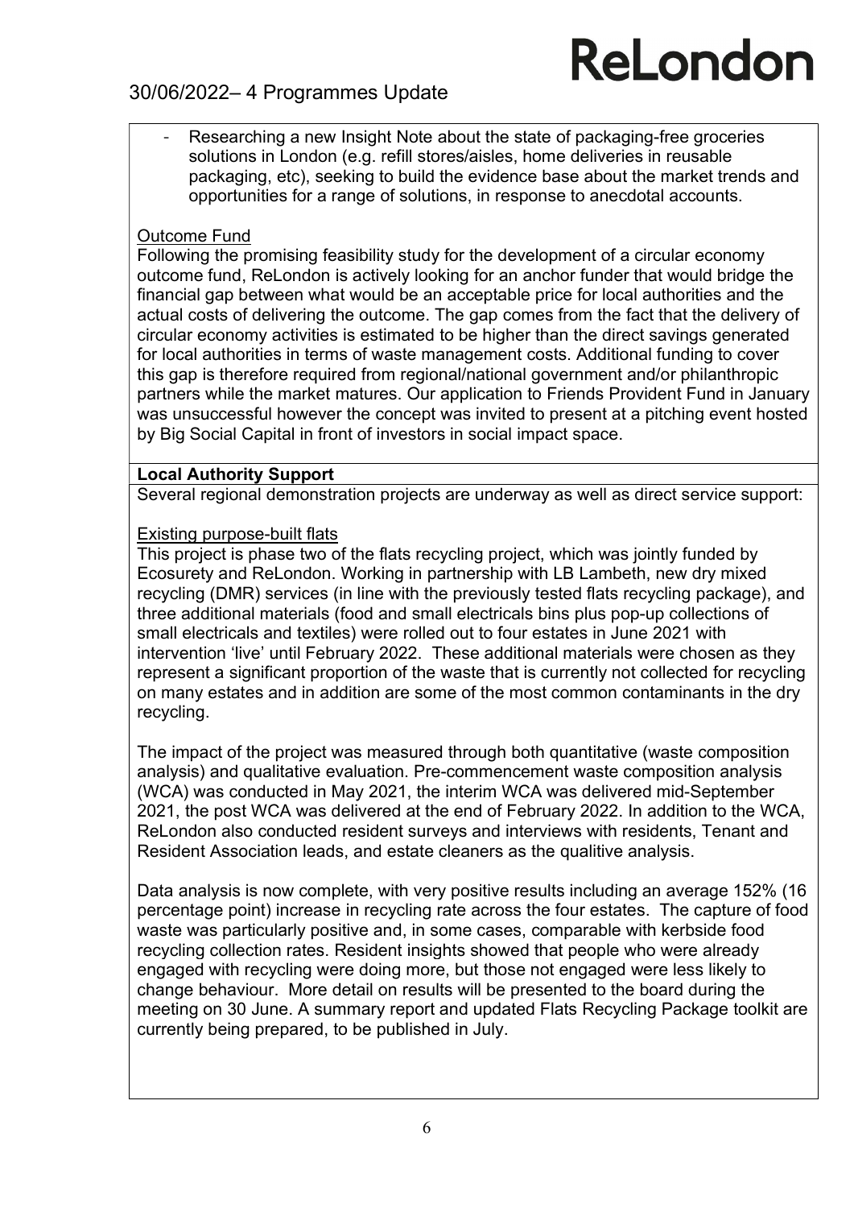- Researching a new Insight Note about the state of packaging-free groceries solutions in London (e.g. refill stores/aisles, home deliveries in reusable packaging, etc), seeking to build the evidence base about the market trends and opportunities for a range of solutions, in response to anecdotal accounts.

Outcome Fund

Following the promising feasibility study for the development of a circular economy outcome fund, ReLondon is actively looking for an anchor funder that would bridge the financial gap between what would be an acceptable price for local authorities and the actual costs of delivering the outcome. The gap comes from the fact that the delivery of circular economy activities is estimated to be higher than the direct savings generated for local authorities in terms of waste management costs. Additional funding to cover this gap is therefore required from regional/national government and/or philanthropic partners while the market matures. Our application to Friends Provident Fund in January was unsuccessful however the concept was invited to present at a pitching event hosted by Big Social Capital in front of investors in social impact space.

**Local Authority Support**

Several regional demonstration projects are underway as well as direct service support:

Existing purpose-built flats

This project is phase two of the flats recycling project, which was jointly funded by Ecosurety and ReLondon. Working in partnership with LB Lambeth, new dry mixed recycling (DMR) services (in line with the previously tested flats recycling package), and three additional materials (food and small electricals bins plus pop-up collections of small electricals and textiles) were rolled out to four estates in June 2021 with intervention 'live' until February 2022. These additional materials were chosen as they represent a significant proportion of the waste that is currently not collected for recycling on many estates and in addition are some of the most common contaminants in the dry recycling.

The impact of the project was measured through both quantitative (waste composition analysis) and qualitative evaluation. Pre-commencement waste composition analysis (WCA) was conducted in May 2021, the interim WCA was delivered mid-September 2021, the post WCA was delivered at the end of February 2022. In addition to the WCA, ReLondon also conducted resident surveys and interviews with residents, Tenant and Resident Association leads, and estate cleaners as the qualitive analysis.

Data analysis is now complete, with very positive results including an average 152% (16 percentage point) increase in recycling rate across the four estates. The capture of food waste was particularly positive and, in some cases, comparable with kerbside food recycling collection rates. Resident insights showed that people who were already engaged with recycling were doing more, but those not engaged were less likely to change behaviour. More detail on results will be presented to the board during the meeting on 30 June. A summary report and updated Flats Recycling Package toolkit are currently being prepared, to be published in July.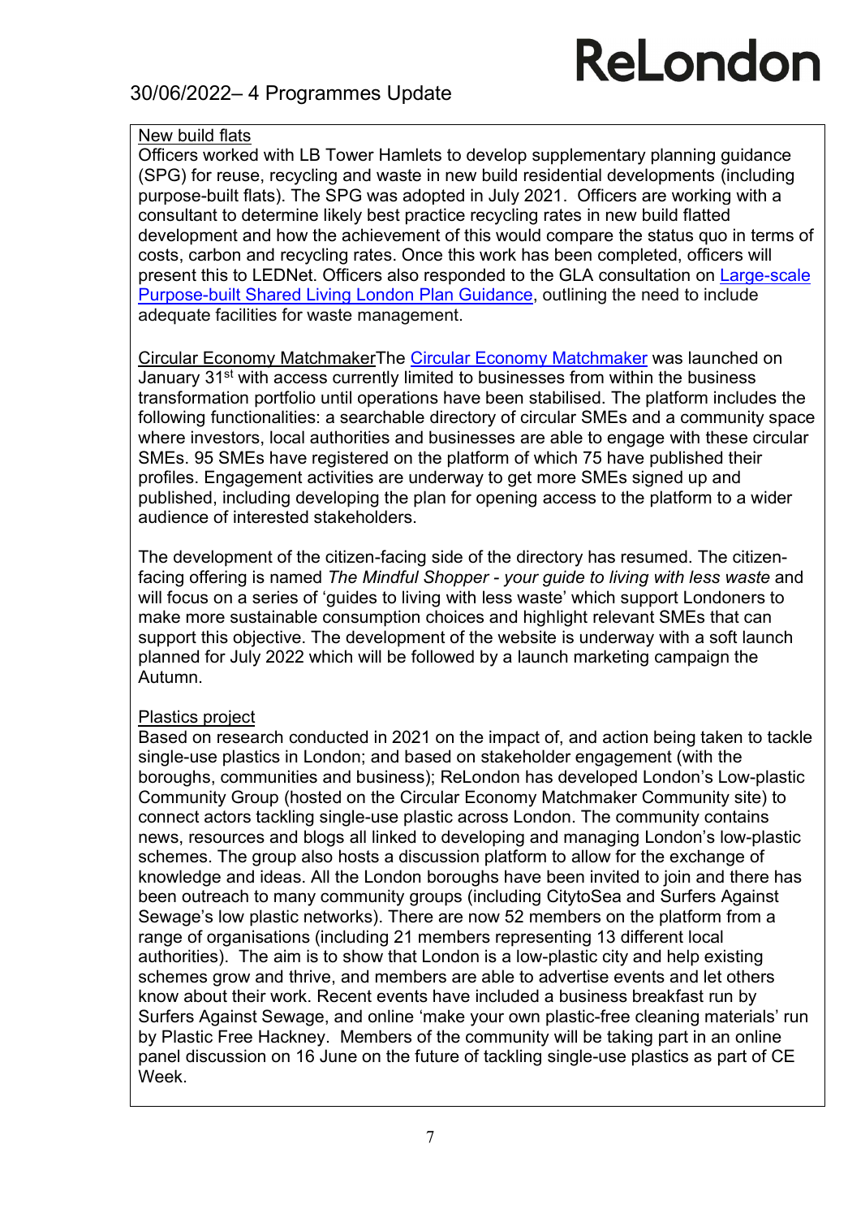New build flats

Officers worked with LB Tower Hamlets to develop supplementary planning guidance (SPG) for reuse, recycling and waste in new build residential developments (including purpose-built flats). The SPG was adopted in July 2021. Officers are working with a consultant to determine likely best practice recycling rates in new build flatted development and how the achievement of this would compare the status quo in terms of costs, carbon and recycling rates. Once this work has been completed, officers will present this to LEDNet. Officers also responded to the GLA consultation on Large-scale Purpose-built Shared Living London Plan Guidance, outlining the need to include adequate facilities for waste management.

Circular Economy MatchmakerThe Circular Economy Matchmaker was launched on January 31st with access currently limited to businesses from within the business transformation portfolio until operations have been stabilised. The platform includes the following functionalities: a searchable directory of circular SMEs and a community space where investors, local authorities and businesses are able to engage with these circular SMEs. 95 SMEs have registered on the platform of which 75 have published their profiles. Engagement activities are underway to get more SMEs signed up and published, including developing the plan for opening access to the platform to a wider audience of interested stakeholders.

The development of the citizen-facing side of the directory has resumed. The citizen-facing offering is named *The Mindful Shopper - your guide to living with less waste* and will focus on a series of 'guides to living with less waste' which support Londoners to make more sustainable consumption choices and highlight relevant SMEs that can support this objective. The development of the website is underway with a soft launch planned for July 2022 which will be followed by a launch marketing campaign the Autumn.

Plastics project

Based on research conducted in 2021 on the impact of, and action being taken to tackle single-use plastics in London; and based on stakeholder engagement (with the boroughs, communities and business); ReLondon has developed London's Low-plastic Community Group (hosted on the Circular Economy Matchmaker Community site) to connect actors tackling single-use plastic across London. The community contains news, resources and blogs all linked to developing and managing London's low-plastic schemes. The group also hosts a discussion platform to allow for the exchange of knowledge and ideas. All the London boroughs have been invited to join and there has been outreach to many community groups (including CitytoSea and Surfers Against Sewage's low plastic networks). There are now 52 members on the platform from a range of organisations (including 21 members representing 13 different local authorities). The aim is to show that London is a low-plastic city and help existing schemes grow and thrive, and members are able to advertise events and let others know about their work. Recent events have included a business breakfast run by Surfers Against Sewage, and online 'make your own plastic-free cleaning materials' run by Plastic Free Hackney. Members of the community will be taking part in an online panel discussion on 16 June on the future of tackling single-use plastics as part of CE Week.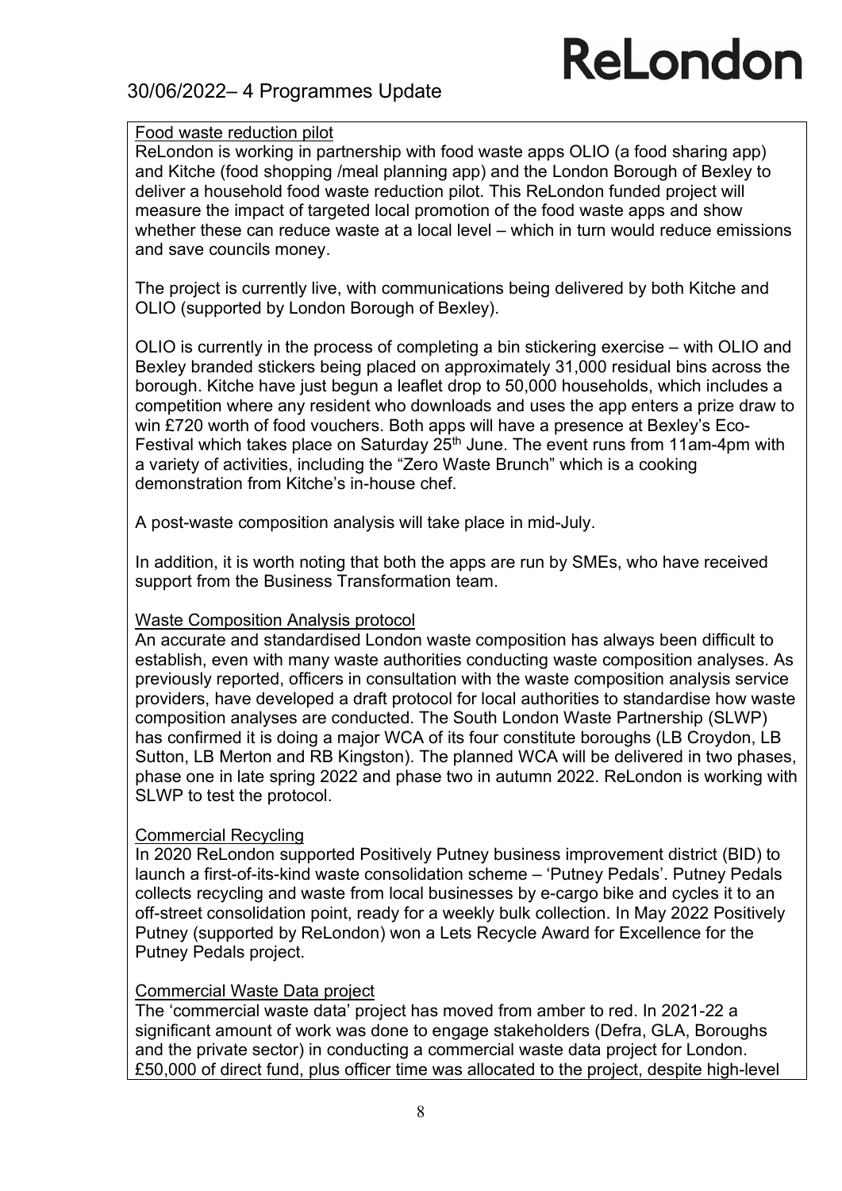Food waste reduction pilot

ReLondon is working in partnership with food waste apps OLIO (a food sharing app) and Kitche (food shopping /meal planning app) and the London Borough of Bexley to deliver a household food waste reduction pilot. This ReLondon funded project will measure the impact of targeted local promotion of the food waste apps and show whether these can reduce waste at a local level – which in turn would reduce emissions and save councils money.

The project is currently live, with communications being delivered by both Kitche and OLIO (supported by London Borough of Bexley).

OLIO is currently in the process of completing a bin stickering exercise – with OLIO and Bexley branded stickers being placed on approximately 31,000 residual bins across the borough. Kitche have just begun a leaflet drop to 50,000 households, which includes a competition where any resident who downloads and uses the app enters a prize draw to win £720 worth of food vouchers. Both apps will have a presence at Bexley's Eco-Festival which takes place on Saturday 25th June. The event runs from 11am-4pm with a variety of activities, including the "Zero Waste Brunch" which is a cooking demonstration from Kitche's in-house chef.

A post-waste composition analysis will take place in mid-July.

In addition, it is worth noting that both the apps are run by SMEs, who have received support from the Business Transformation team.

Waste Composition Analysis protocol

An accurate and standardised London waste composition has always been difficult to establish, even with many waste authorities conducting waste composition analyses. As previously reported, officers in consultation with the waste composition analysis service providers, have developed a draft protocol for local authorities to standardise how waste composition analyses are conducted. The South London Waste Partnership (SLWP) has confirmed it is doing a major WCA of its four constitute boroughs (LB Croydon, LB Sutton, LB Merton and RB Kingston). The planned WCA will be delivered in two phases, phase one in late spring 2022 and phase two in autumn 2022. ReLondon is working with SLWP to test the protocol.

Commercial Recycling

In 2020 ReLondon supported Positively Putney business improvement district (BID) to launch a first-of-its-kind waste consolidation scheme – 'Putney Pedals'. Putney Pedals collects recycling and waste from local businesses by e-cargo bike and cycles it to an off-street consolidation point, ready for a weekly bulk collection. In May 2022 Positively Putney (supported by ReLondon) won a Lets Recycle Award for Excellence for the Putney Pedals project.

Commercial Waste Data project

The 'commercial waste data' project has moved from amber to red. In 2021-22 a significant amount of work was done to engage stakeholders (Defra, GLA, Boroughs and the private sector) in conducting a commercial waste data project for London. £50,000 of direct fund, plus officer time was allocated to the project, despite high-level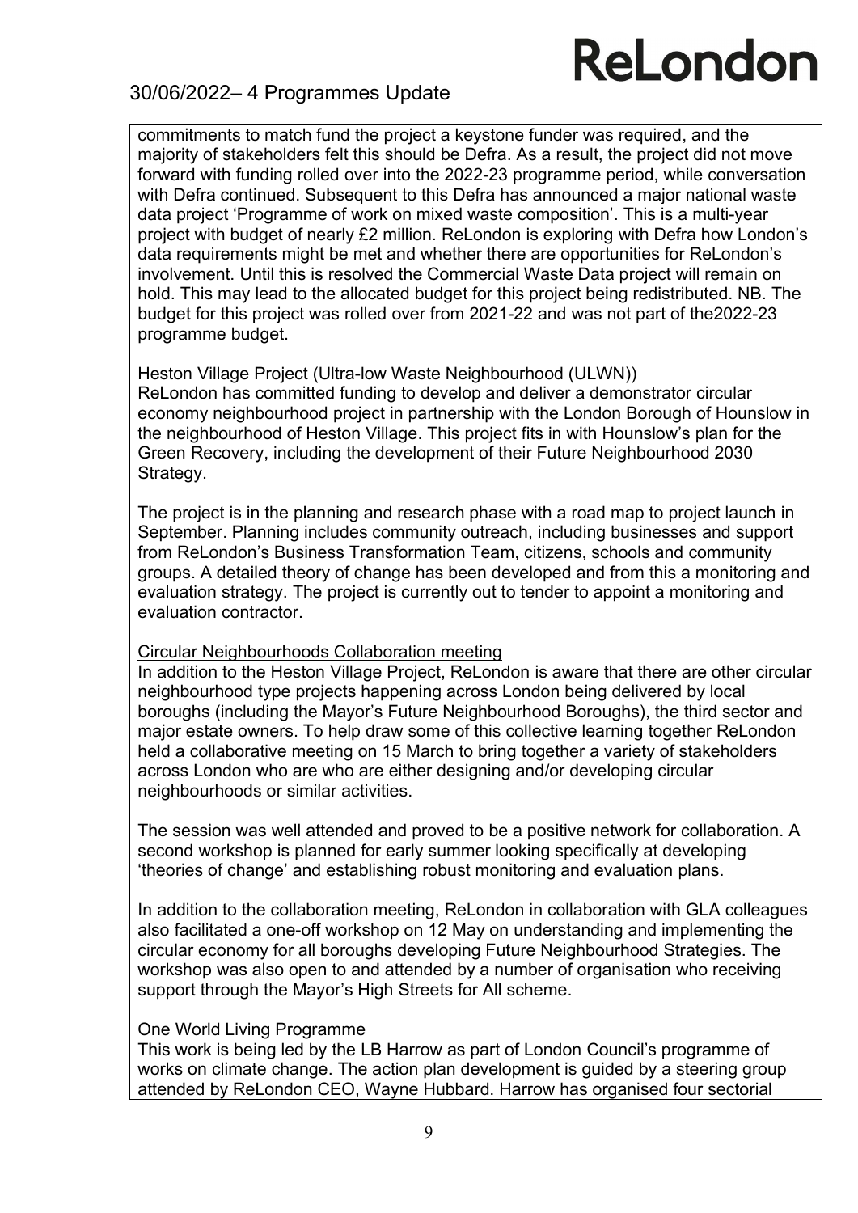commitments to match fund the project a keystone funder was required, and the majority of stakeholders felt this should be Defra. As a result, the project did not move forward with funding rolled over into the 2022-23 programme period, while conversation with Defra continued. Subsequent to this Defra has announced a major national waste data project 'Programme of work on mixed waste composition'. This is a multi-year project with budget of nearly £2 million. ReLondon is exploring with Defra how London's data requirements might be met and whether there are opportunities for ReLondon's involvement. Until this is resolved the Commercial Waste Data project will remain on hold. This may lead to the allocated budget for this project being redistributed. NB. The budget for this project was rolled over from 2021-22 and was not part of the2022-23 programme budget.

Heston Village Project (Ultra-low Waste Neighbourhood (ULWN))

ReLondon has committed funding to develop and deliver a demonstrator circular economy neighbourhood project in partnership with the London Borough of Hounslow in the neighbourhood of Heston Village. This project fits in with Hounslow's plan for the Green Recovery, including the development of their Future Neighbourhood 2030 Strategy.

The project is in the planning and research phase with a road map to project launch in September. Planning includes community outreach, including businesses and support from ReLondon's Business Transformation Team, citizens, schools and community groups. A detailed theory of change has been developed and from this a monitoring and evaluation strategy. The project is currently out to tender to appoint a monitoring and evaluation contractor.

Circular Neighbourhoods Collaboration meeting

In addition to the Heston Village Project, ReLondon is aware that there are other circular neighbourhood type projects happening across London being delivered by local boroughs (including the Mayor's Future Neighbourhood Boroughs), the third sector and major estate owners. To help draw some of this collective learning together ReLondon held a collaborative meeting on 15 March to bring together a variety of stakeholders across London who are who are either designing and/or developing circular neighbourhoods or similar activities.

The session was well attended and proved to be a positive network for collaboration. A second workshop is planned for early summer looking specifically at developing 'theories of change' and establishing robust monitoring and evaluation plans.

In addition to the collaboration meeting, ReLondon in collaboration with GLA colleagues also facilitated a one-off workshop on 12 May on understanding and implementing the circular economy for all boroughs developing Future Neighbourhood Strategies. The workshop was also open to and attended by a number of organisation who receiving support through the Mayor's High Streets for All scheme.

One World Living Programme

This work is being led by the LB Harrow as part of London Council's programme of works on climate change. The action plan development is guided by a steering group attended by ReLondon CEO, Wayne Hubbard. Harrow has organised four sectorial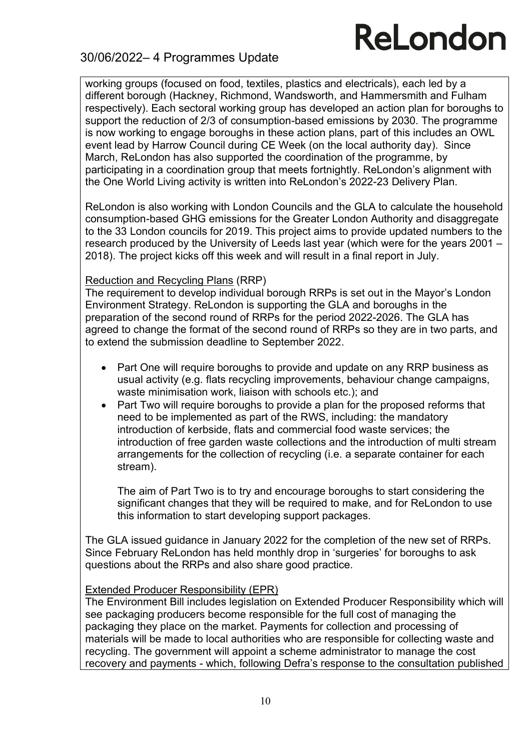working groups (focused on food, textiles, plastics and electricals), each led by a different borough (Hackney, Richmond, Wandsworth, and Hammersmith and Fulham respectively). Each sectoral working group has developed an action plan for boroughs to support the reduction of 2/3 of consumption-based emissions by 2030. The programme is now working to engage boroughs in these action plans, part of this includes an OWL event lead by Harrow Council during CE Week (on the local authority day). Since March, ReLondon has also supported the coordination of the programme, by participating in a coordination group that meets fortnightly. ReLondon's alignment with the One World Living activity is written into ReLondon's 2022-23 Delivery Plan.

ReLondon is also working with London Councils and the GLA to calculate the household consumption-based GHG emissions for the Greater London Authority and disaggregate to the 33 London councils for 2019. This project aims to provide updated numbers to the research produced by the University of Leeds last year (which were for the years 2001 – 2018). The project kicks off this week and will result in a final report in July.

Reduction and Recycling Plans (RRP)

The requirement to develop individual borough RRPs is set out in the Mayor's London Environment Strategy. ReLondon is supporting the GLA and boroughs in the preparation of the second round of RRPs for the period 2022-2026. The GLA has agreed to change the format of the second round of RRPs so they are in two parts, and to extend the submission deadline to September 2022.

- Part One will require boroughs to provide and update on any RRP business as usual activity (e.g. flats recycling improvements, behaviour change campaigns, waste minimisation work, liaison with schools etc.); and
- Part Two will require boroughs to provide a plan for the proposed reforms that need to be implemented as part of the RWS, including: the mandatory introduction of kerbside, flats and commercial food waste services; the introduction of free garden waste collections and the introduction of multi stream arrangements for the collection of recycling (i.e. a separate container for each stream).

  The aim of Part Two is to try and encourage boroughs to start considering the significant changes that they will be required to make, and for ReLondon to use this information to start developing support packages.

The GLA issued guidance in January 2022 for the completion of the new set of RRPs. Since February ReLondon has held monthly drop in 'surgeries' for boroughs to ask questions about the RRPs and also share good practice.

Extended Producer Responsibility (EPR)

The Environment Bill includes legislation on Extended Producer Responsibility which will see packaging producers become responsible for the full cost of managing the packaging they place on the market. Payments for collection and processing of materials will be made to local authorities who are responsible for collecting waste and recycling. The government will appoint a scheme administrator to manage the cost recovery and payments - which, following Defra's response to the consultation published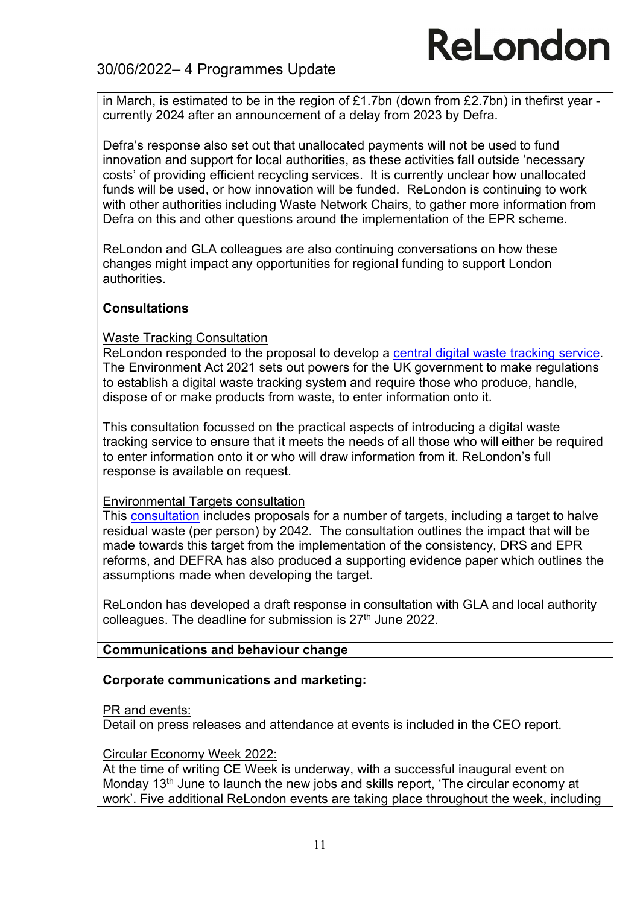in March, is estimated to be in the region of £1.7bn (down from £2.7bn) in thefirst year - currently 2024 after an announcement of a delay from 2023 by Defra.

Defra's response also set out that unallocated payments will not be used to fund innovation and support for local authorities, as these activities fall outside 'necessary costs' of providing efficient recycling services. It is currently unclear how unallocated funds will be used, or how innovation will be funded. ReLondon is continuing to work with other authorities including Waste Network Chairs, to gather more information from Defra on this and other questions around the implementation of the EPR scheme.

ReLondon and GLA colleagues are also continuing conversations on how these changes might impact any opportunities for regional funding to support London authorities.

**Consultations**

Waste Tracking Consultation

ReLondon responded to the proposal to develop a central digital waste tracking service. The Environment Act 2021 sets out powers for the UK government to make regulations to establish a digital waste tracking system and require those who produce, handle, dispose of or make products from waste, to enter information onto it.

This consultation focussed on the practical aspects of introducing a digital waste tracking service to ensure that it meets the needs of all those who will either be required to enter information onto it or who will draw information from it. ReLondon's full response is available on request.

Environmental Targets consultation

This consultation includes proposals for a number of targets, including a target to halve residual waste (per person) by 2042. The consultation outlines the impact that will be made towards this target from the implementation of the consistency, DRS and EPR reforms, and DEFRA has also produced a supporting evidence paper which outlines the assumptions made when developing the target.

ReLondon has developed a draft response in consultation with GLA and local authority colleagues. The deadline for submission is 27th June 2022.

**Communications and behaviour change**

**Corporate communications and marketing:**

PR and events:

Detail on press releases and attendance at events is included in the CEO report.

Circular Economy Week 2022:

At the time of writing CE Week is underway, with a successful inaugural event on Monday 13th June to launch the new jobs and skills report, 'The circular economy at work'. Five additional ReLondon events are taking place throughout the week, including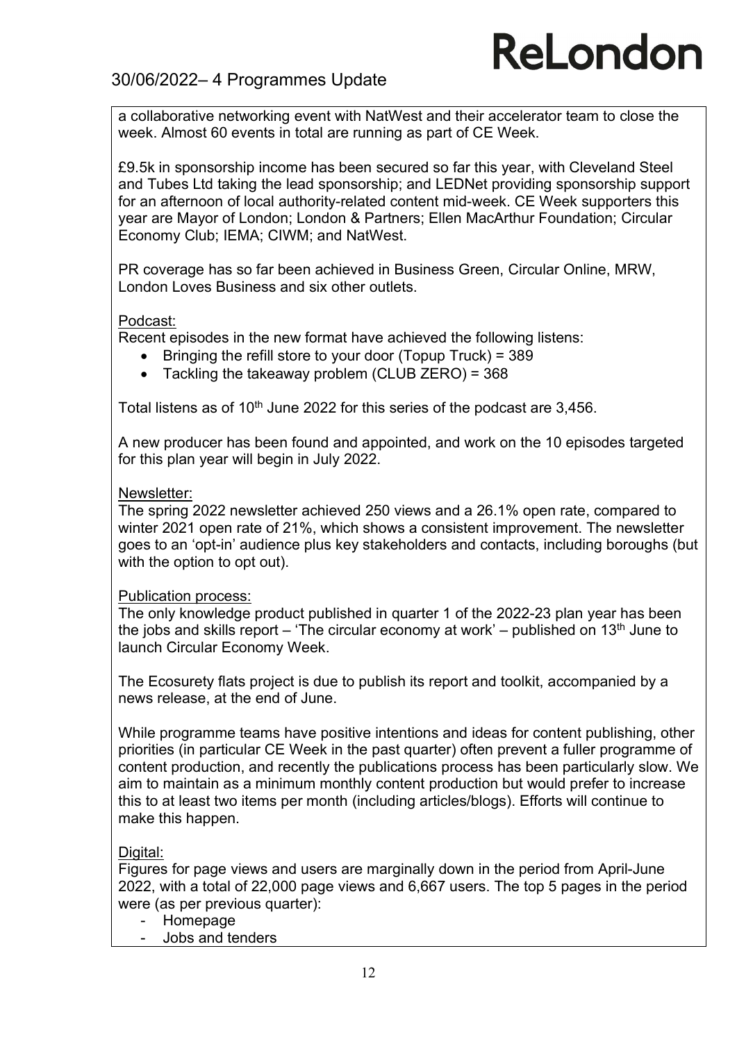a collaborative networking event with NatWest and their accelerator team to close the week. Almost 60 events in total are running as part of CE Week.

£9.5k in sponsorship income has been secured so far this year, with Cleveland Steel and Tubes Ltd taking the lead sponsorship; and LEDNet providing sponsorship support for an afternoon of local authority-related content mid-week. CE Week supporters this year are Mayor of London; London & Partners; Ellen MacArthur Foundation; Circular Economy Club; IEMA; CIWM; and NatWest.

PR coverage has so far been achieved in Business Green, Circular Online, MRW, London Loves Business and six other outlets.

Podcast:

Recent episodes in the new format have achieved the following listens:

- Bringing the refill store to your door (Topup Truck) = 389
- Tackling the takeaway problem (CLUB ZERO) = 368

Total listens as of 10th June 2022 for this series of the podcast are 3,456.

A new producer has been found and appointed, and work on the 10 episodes targeted for this plan year will begin in July 2022.

Newsletter:

The spring 2022 newsletter achieved 250 views and a 26.1% open rate, compared to winter 2021 open rate of 21%, which shows a consistent improvement. The newsletter goes to an 'opt-in' audience plus key stakeholders and contacts, including boroughs (but with the option to opt out).

Publication process:

The only knowledge product published in quarter 1 of the 2022-23 plan year has been the jobs and skills report – 'The circular economy at work' – published on 13th June to launch Circular Economy Week.

The Ecosurety flats project is due to publish its report and toolkit, accompanied by a news release, at the end of June.

While programme teams have positive intentions and ideas for content publishing, other priorities (in particular CE Week in the past quarter) often prevent a fuller programme of content production, and recently the publications process has been particularly slow. We aim to maintain as a minimum monthly content production but would prefer to increase this to at least two items per month (including articles/blogs). Efforts will continue to make this happen.

Digital:

Figures for page views and users are marginally down in the period from April-June 2022, with a total of 22,000 page views and 6,667 users. The top 5 pages in the period were (as per previous quarter):

- Homepage
- Jobs and tenders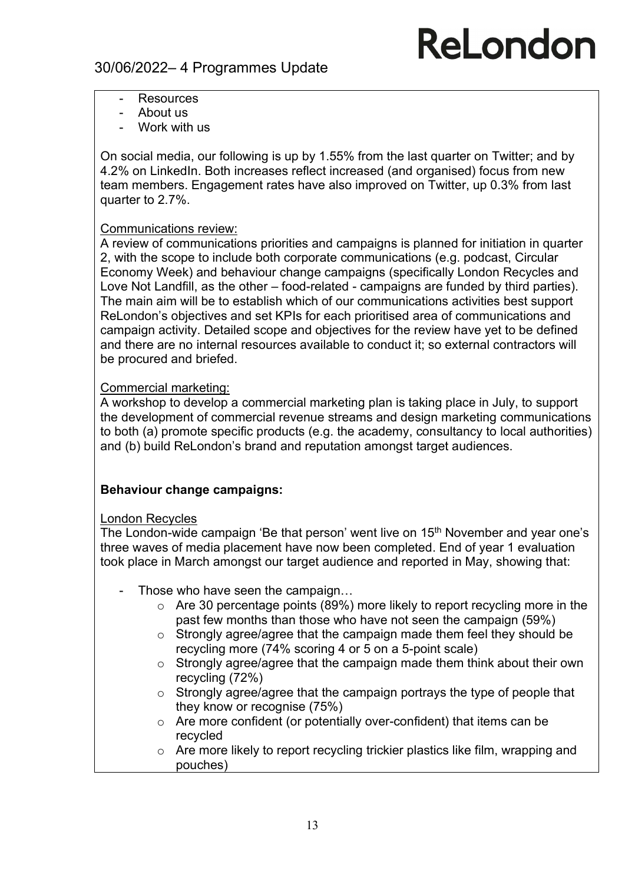- Resources
- About us
- Work with us

On social media, our following is up by 1.55% from the last quarter on Twitter; and by 4.2% on LinkedIn. Both increases reflect increased (and organised) focus from new team members. Engagement rates have also improved on Twitter, up 0.3% from last quarter to 2.7%.

Communications review:

A review of communications priorities and campaigns is planned for initiation in quarter 2, with the scope to include both corporate communications (e.g. podcast, Circular Economy Week) and behaviour change campaigns (specifically London Recycles and Love Not Landfill, as the other – food-related - campaigns are funded by third parties). The main aim will be to establish which of our communications activities best support ReLondon's objectives and set KPIs for each prioritised area of communications and campaign activity. Detailed scope and objectives for the review have yet to be defined and there are no internal resources available to conduct it; so external contractors will be procured and briefed.

Commercial marketing:

A workshop to develop a commercial marketing plan is taking place in July, to support the development of commercial revenue streams and design marketing communications to both (a) promote specific products (e.g. the academy, consultancy to local authorities) and (b) build ReLondon's brand and reputation amongst target audiences.

**Behaviour change campaigns:**

London Recycles

The London-wide campaign 'Be that person' went live on 15th November and year one's three waves of media placement have now been completed. End of year 1 evaluation took place in March amongst our target audience and reported in May, showing that:

- Those who have seen the campaign…
  - Are 30 percentage points (89%) more likely to report recycling more in the past few months than those who have not seen the campaign (59%)
  - Strongly agree/agree that the campaign made them feel they should be recycling more (74% scoring 4 or 5 on a 5-point scale)
  - Strongly agree/agree that the campaign made them think about their own recycling (72%)
  - Strongly agree/agree that the campaign portrays the type of people that they know or recognise (75%)
  - Are more confident (or potentially over-confident) that items can be recycled
  - Are more likely to report recycling trickier plastics like film, wrapping and pouches)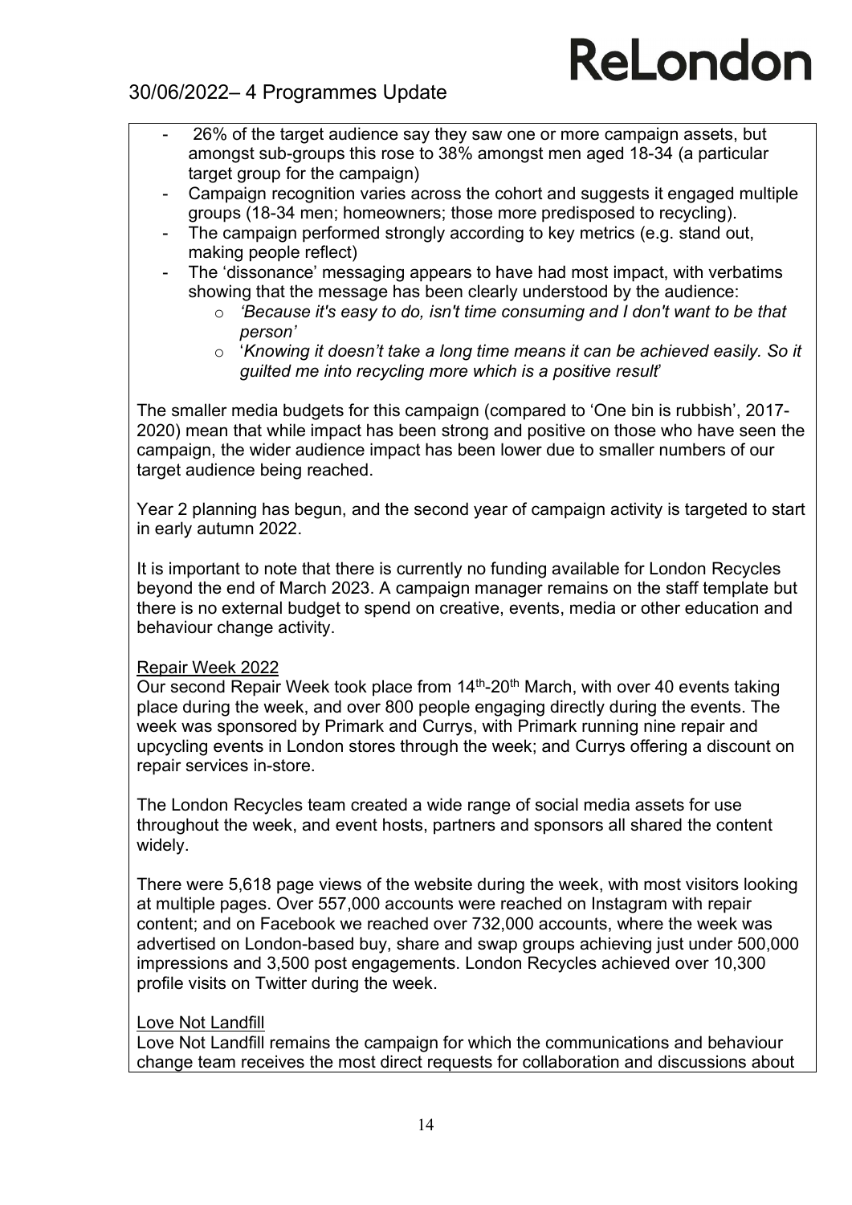- 26% of the target audience say they saw one or more campaign assets, but amongst sub-groups this rose to 38% amongst men aged 18-34 (a particular target group for the campaign)
- Campaign recognition varies across the cohort and suggests it engaged multiple groups (18-34 men; homeowners; those more predisposed to recycling).
- The campaign performed strongly according to key metrics (e.g. stand out, making people reflect)
- The 'dissonance' messaging appears to have had most impact, with verbatims showing that the message has been clearly understood by the audience:
  - *'Because it's easy to do, isn't time consuming and I don't want to be that person'*
  - '*Knowing it doesn't take a long time means it can be achieved easily. So it guilted me into recycling more which is a positive result*'

The smaller media budgets for this campaign (compared to 'One bin is rubbish', 2017-2020) mean that while impact has been strong and positive on those who have seen the campaign, the wider audience impact has been lower due to smaller numbers of our target audience being reached.

Year 2 planning has begun, and the second year of campaign activity is targeted to start in early autumn 2022.

It is important to note that there is currently no funding available for London Recycles beyond the end of March 2023. A campaign manager remains on the staff template but there is no external budget to spend on creative, events, media or other education and behaviour change activity.

<u>Repair Week 2022</u>

Our second Repair Week took place from 14th-20th March, with over 40 events taking place during the week, and over 800 people engaging directly during the events. The week was sponsored by Primark and Currys, with Primark running nine repair and upcycling events in London stores through the week; and Currys offering a discount on repair services in-store.

The London Recycles team created a wide range of social media assets for use throughout the week, and event hosts, partners and sponsors all shared the content widely.

There were 5,618 page views of the website during the week, with most visitors looking at multiple pages. Over 557,000 accounts were reached on Instagram with repair content; and on Facebook we reached over 732,000 accounts, where the week was advertised on London-based buy, share and swap groups achieving just under 500,000 impressions and 3,500 post engagements. London Recycles achieved over 10,300 profile visits on Twitter during the week.

<u>Love Not Landfill</u>

Love Not Landfill remains the campaign for which the communications and behaviour change team receives the most direct requests for collaboration and discussions about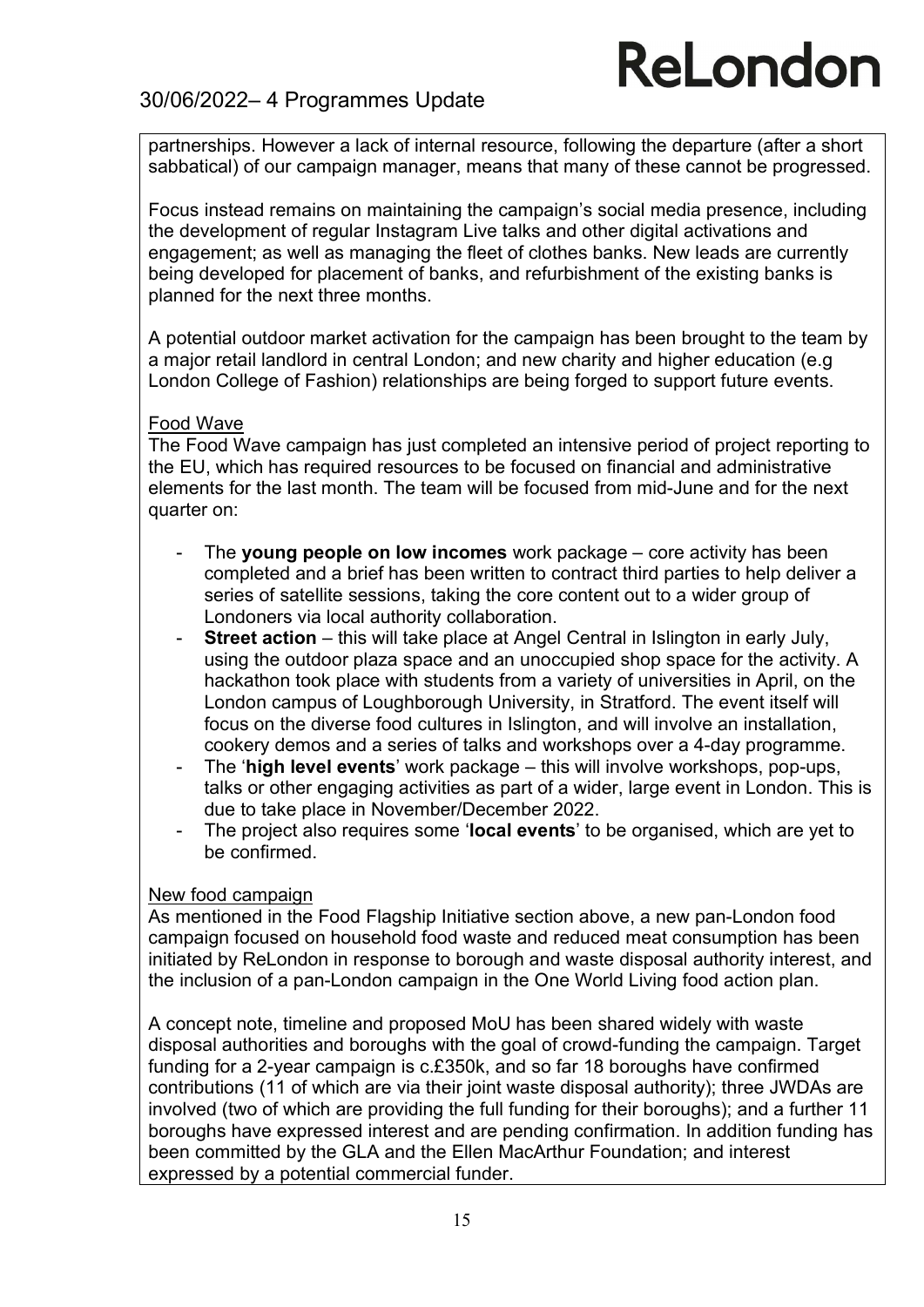partnerships. However a lack of internal resource, following the departure (after a short sabbatical) of our campaign manager, means that many of these cannot be progressed.

Focus instead remains on maintaining the campaign's social media presence, including the development of regular Instagram Live talks and other digital activations and engagement; as well as managing the fleet of clothes banks. New leads are currently being developed for placement of banks, and refurbishment of the existing banks is planned for the next three months.

A potential outdoor market activation for the campaign has been brought to the team by a major retail landlord in central London; and new charity and higher education (e.g London College of Fashion) relationships are being forged to support future events.

Food Wave

The Food Wave campaign has just completed an intensive period of project reporting to the EU, which has required resources to be focused on financial and administrative elements for the last month. The team will be focused from mid-June and for the next quarter on:

- The **young people on low incomes** work package – core activity has been completed and a brief has been written to contract third parties to help deliver a series of satellite sessions, taking the core content out to a wider group of Londoners via local authority collaboration.
- **Street action** – this will take place at Angel Central in Islington in early July, using the outdoor plaza space and an unoccupied shop space for the activity. A hackathon took place with students from a variety of universities in April, on the London campus of Loughborough University, in Stratford. The event itself will focus on the diverse food cultures in Islington, and will involve an installation, cookery demos and a series of talks and workshops over a 4-day programme.
- The '**high level events**' work package – this will involve workshops, pop-ups, talks or other engaging activities as part of a wider, large event in London. This is due to take place in November/December 2022.
- The project also requires some '**local events**' to be organised, which are yet to be confirmed.

New food campaign

As mentioned in the Food Flagship Initiative section above, a new pan-London food campaign focused on household food waste and reduced meat consumption has been initiated by ReLondon in response to borough and waste disposal authority interest, and the inclusion of a pan-London campaign in the One World Living food action plan.

A concept note, timeline and proposed MoU has been shared widely with waste disposal authorities and boroughs with the goal of crowd-funding the campaign. Target funding for a 2-year campaign is c.£350k, and so far 18 boroughs have confirmed contributions (11 of which are via their joint waste disposal authority); three JWDAs are involved (two of which are providing the full funding for their boroughs); and a further 11 boroughs have expressed interest and are pending confirmation. In addition funding has been committed by the GLA and the Ellen MacArthur Foundation; and interest expressed by a potential commercial funder.